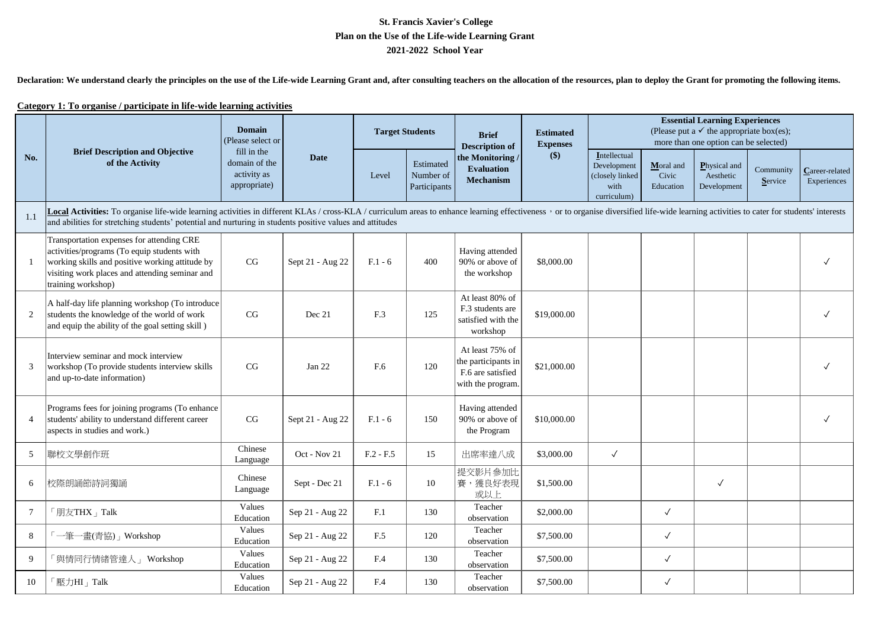**St. Francis Xavier's College**
**Plan on the Use of the Life-wide Learning Grant**
**2021-2022 School Year**

**Declaration: We understand clearly the principles on the use of the Life-wide Learning Grant and, after consulting teachers on the allocation of the resources, plan to deploy the Grant for promoting the following items.**

**Category 1: To organise / participate in life-wide learning activities**

| No. | Brief Description and Objective of the Activity | Domain (Please select or fill in the domain of the activity as appropriate) | Date | Target Students | | Brief Description of the Monitoring / Evaluation Mechanism | Estimated Expenses ($) | Essential Learning Experiences (Please put a ✓ the appropriate box(es); more than one option can be selected) | | | | |
|---|---|---|---|---|---|---|---|---|---|---|---|---|
| | | | | Level | Estimated Number of Participants | | | Intellectual Development (closely linked with curriculum) | Moral and Civic Education | Physical and Aesthetic Development | Community Service | Career-related Experiences |
| 1.1 | **Local Activities:** To organise life-wide learning activities in different KLAs / cross-KLA / curriculum areas to enhance learning effectiveness，or to organise diversified life-wide learning activities to cater for students' interests and abilities for stretching students' potential and nurturing in students positive values and attitudes | | | | | | | | | | | |
| 1 | Transportation expenses for attending CRE activities/programs (To equip students with working skills and positive working attitude by visiting work places and attending seminar and training workshop) | CG | Sept 21 - Aug 22 | F.1 - 6 | 400 | Having attended 90% or above of the workshop | $8,000.00 | | | | | ✓ |
| 2 | A half-day life planning workshop (To introduce students the knowledge of the world of work and equip the ability of the goal setting skill ) | CG | Dec 21 | F.3 | 125 | At least 80% of F.3 students are satisfied with the workshop | $19,000.00 | | | | | ✓ |
| 3 | Interview seminar and mock interview workshop (To provide students interview skills and up-to-date information) | CG | Jan 22 | F.6 | 120 | At least 75% of the participants in F.6 are satisfied with the program. | $21,000.00 | | | | | ✓ |
| 4 | Programs fees for joining programs (To enhance students' ability to understand different career aspects in studies and work.) | CG | Sept 21 - Aug 22 | F.1 - 6 | 150 | Having attended 90% or above of the Program | $10,000.00 | | | | | ✓ |
| 5 | 聯校文學創作班 | Chinese Language | Oct - Nov 21 | F.2 - F.5 | 15 | 出席率達八成 | $3,000.00 | ✓ | | | | |
| 6 | 校際朗誦節詩詞獨誦 | Chinese Language | Sept - Dec 21 | F.1 - 6 | 10 | 提交影片參加比賽，獲良好表現或以上 | $1,500.00 | | | ✓ | | |
| 7 | 「朋友THX」Talk | Values Education | Sep 21 - Aug 22 | F.1 | 130 | Teacher observation | $2,000.00 | | ✓ | | | |
| 8 | 「一筆一畫(青協)」Workshop | Values Education | Sep 21 - Aug 22 | F.5 | 120 | Teacher observation | $7,500.00 | | ✓ | | | |
| 9 | 「與情同行情緒管達人」 Workshop | Values Education | Sep 21 - Aug 22 | F.4 | 130 | Teacher observation | $7,500.00 | | ✓ | | | |
| 10 | 「壓力HI」Talk | Values Education | Sep 21 - Aug 22 | F.4 | 130 | Teacher observation | $7,500.00 | | ✓ | | | |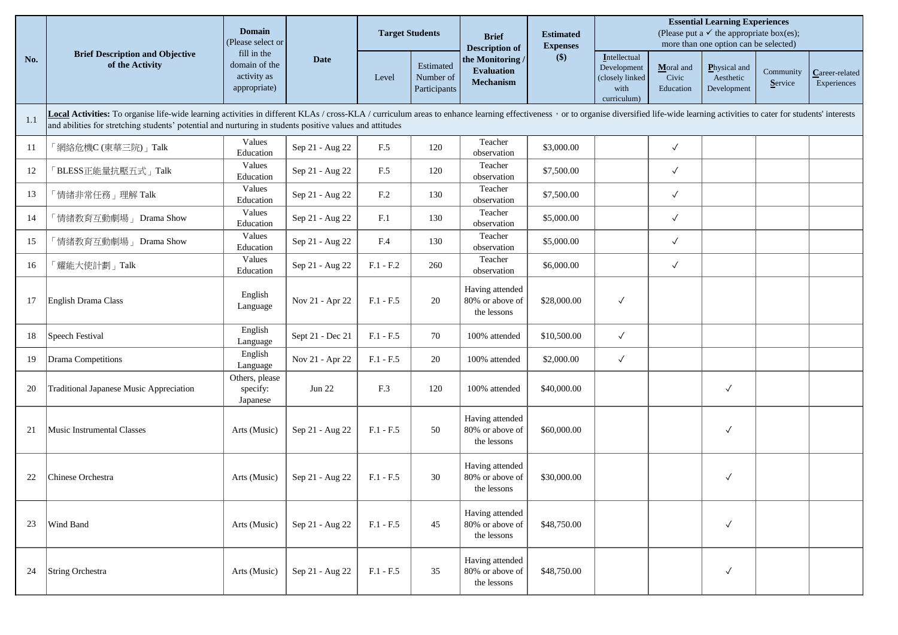| No. | Brief Description and Objective of the Activity | Domain (Please select or fill in the domain of the activity as appropriate) | Date | Target Students | | Brief Description of the Monitoring / Evaluation Mechanism | Estimated Expenses ($) | Essential Learning Experiences (Please put a ✓ the appropriate box(es); more than one option can be selected) | | | | |
|---|---|---|---|---|---|---|---|---|---|---|---|---|
| | | | | Level | Estimated Number of Participants | | | Intellectual Development (closely linked with curriculum) | Moral and Civic Education | Physical and Aesthetic Development | Community Service | Career-related Experiences |
| 1.1 | **Local Activities:** To organise life-wide learning activities in different KLAs / cross-KLA / curriculum areas to enhance learning effectiveness，or to organise diversified life-wide learning activities to cater for students' interests and abilities for stretching students' potential and nurturing in students positive values and attitudes | | | | | | | | | | | |
| 11 | 「網絡危機C (東華三院)」Talk | Values Education | Sep 21 - Aug 22 | F.5 | 120 | Teacher observation | $3,000.00 | | ✓ | | | |
| 12 | 「BLESS正能量抗壓五式」Talk | Values Education | Sep 21 - Aug 22 | F.5 | 120 | Teacher observation | $7,500.00 | | ✓ | | | |
| 13 | 「情緒非常任務」理解 Talk | Values Education | Sep 21 - Aug 22 | F.2 | 130 | Teacher observation | $7,500.00 | | ✓ | | | |
| 14 | 「情緒教育互動劇場」 Drama Show | Values Education | Sep 21 - Aug 22 | F.1 | 130 | Teacher observation | $5,000.00 | | ✓ | | | |
| 15 | 「情緒教育互動劇場」 Drama Show | Values Education | Sep 21 - Aug 22 | F.4 | 130 | Teacher observation | $5,000.00 | | ✓ | | | |
| 16 | 「耀能大使計劃」Talk | Values Education | Sep 21 - Aug 22 | F.1 - F.2 | 260 | Teacher observation | $6,000.00 | | ✓ | | | |
| 17 | English Drama Class | English Language | Nov 21 - Apr 22 | F.1 - F.5 | 20 | Having attended 80% or above of the lessons | $28,000.00 | ✓ | | | | |
| 18 | Speech Festival | English Language | Sept 21 - Dec 21 | F.1 - F.5 | 70 | 100% attended | $10,500.00 | ✓ | | | | |
| 19 | Drama Competitions | English Language | Nov 21 - Apr 22 | F.1 - F.5 | 20 | 100% attended | $2,000.00 | ✓ | | | | |
| 20 | Traditional Japanese Music Appreciation | Others, please specify: Japanese | Jun 22 | F.3 | 120 | 100% attended | $40,000.00 | | | ✓ | | |
| 21 | Music Instrumental Classes | Arts (Music) | Sep 21 - Aug 22 | F.1 - F.5 | 50 | Having attended 80% or above of the lessons | $60,000.00 | | | ✓ | | |
| 22 | Chinese Orchestra | Arts (Music) | Sep 21 - Aug 22 | F.1 - F.5 | 30 | Having attended 80% or above of the lessons | $30,000.00 | | | ✓ | | |
| 23 | Wind Band | Arts (Music) | Sep 21 - Aug 22 | F.1 - F.5 | 45 | Having attended 80% or above of the lessons | $48,750.00 | | | ✓ | | |
| 24 | String Orchestra | Arts (Music) | Sep 21 - Aug 22 | F.1 - F.5 | 35 | Having attended 80% or above of the lessons | $48,750.00 | | | ✓ | | |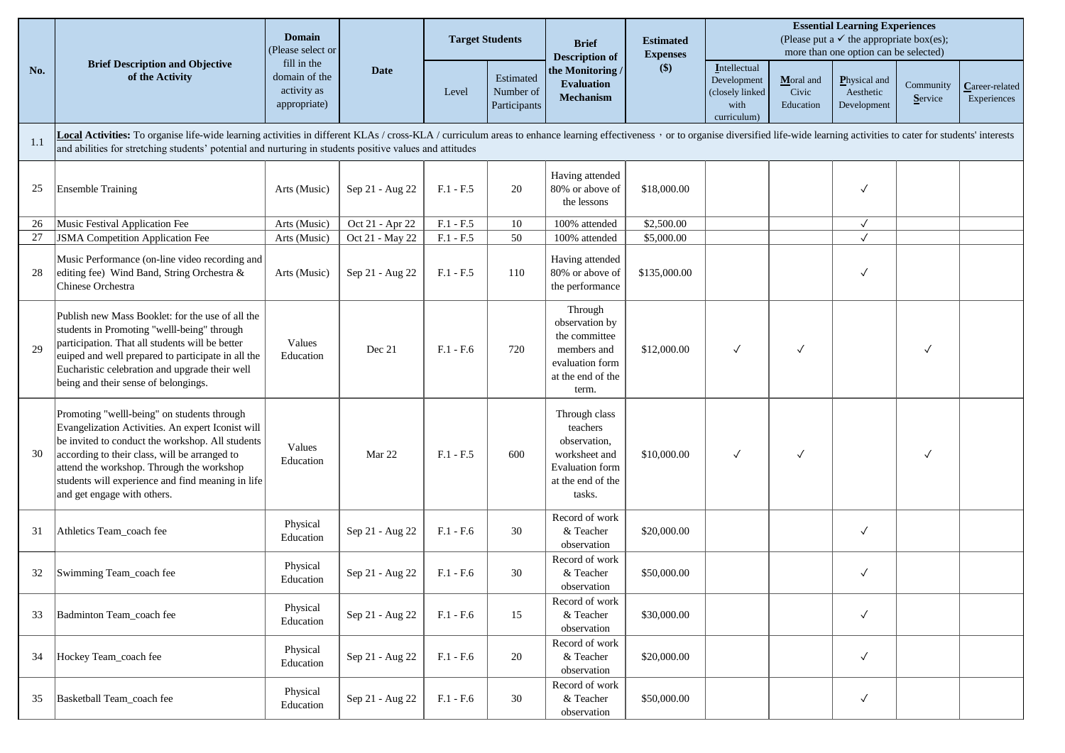| No. | Brief Description and Objective of the Activity | Domain (Please select or fill in the domain of the activity as appropriate) | Date | Target Students | | Brief Description of the Monitoring / Evaluation Mechanism | Estimated Expenses ($) | Essential Learning Experiences (Please put a ✓ the appropriate box(es); more than one option can be selected) | | | | |
|---|---|---|---|---|---|---|---|---|---|---|---|---|
| | | | | Level | Estimated Number of Participants | | | **I**ntellectual Development (closely linked with curriculum) | **M**oral and Civic Education | **P**hysical and Aesthetic Development | Community **S**ervice | **C**areer-related Experiences |
| 1.1 | **Local Activities:** To organise life-wide learning activities in different KLAs / cross-KLA / curriculum areas to enhance learning effectiveness，or to organise diversified life-wide learning activities to cater for students' interests and abilities for stretching students' potential and nurturing in students positive values and attitudes | | | | | | | | | | | |
| 25 | Ensemble Training | Arts (Music) | Sep 21 - Aug 22 | F.1 - F.5 | 20 | Having attended 80% or above of the lessons | $18,000.00 | | | ✓ | | |
| 26 | Music Festival Application Fee | Arts (Music) | Oct 21 - Apr 22 | F.1 - F.5 | 10 | 100% attended | $2,500.00 | | | ✓ | | |
| 27 | JSMA Competition Application Fee | Arts (Music) | Oct 21 - May 22 | F.1 - F.5 | 50 | 100% attended | $5,000.00 | | | ✓ | | |
| 28 | Music Performance (on-line video recording and editing fee) Wind Band, String Orchestra & Chinese Orchestra | Arts (Music) | Sep 21 - Aug 22 | F.1 - F.5 | 110 | Having attended 80% or above of the performance | $135,000.00 | | | ✓ | | |
| 29 | Publish new Mass Booklet: for the use of all the students in Promoting "welll-being" through participation. That all students will be better euiped and well prepared to participate in all the Eucharistic celebration and upgrade their well being and their sense of belongings. | Values Education | Dec 21 | F.1 - F.6 | 720 | Through observation by the committee members and evaluation form at the end of the term. | $12,000.00 | ✓ | ✓ | | ✓ | |
| 30 | Promoting "welll-being" on students through Evangelization Activities. An expert Iconist will be invited to conduct the workshop. All students according to their class, will be arranged to attend the workshop. Through the workshop students will experience and find meaning in life and get engage with others. | Values Education | Mar 22 | F.1 - F.5 | 600 | Through class teachers observation, worksheet and Evaluation form at the end of the tasks. | $10,000.00 | ✓ | ✓ | | ✓ | |
| 31 | Athletics Team_coach fee | Physical Education | Sep 21 - Aug 22 | F.1 - F.6 | 30 | Record of work & Teacher observation | $20,000.00 | | | ✓ | | |
| 32 | Swimming Team_coach fee | Physical Education | Sep 21 - Aug 22 | F.1 - F.6 | 30 | Record of work & Teacher observation | $50,000.00 | | | ✓ | | |
| 33 | Badminton Team_coach fee | Physical Education | Sep 21 - Aug 22 | F.1 - F.6 | 15 | Record of work & Teacher observation | $30,000.00 | | | ✓ | | |
| 34 | Hockey Team_coach fee | Physical Education | Sep 21 - Aug 22 | F.1 - F.6 | 20 | Record of work & Teacher observation | $20,000.00 | | | ✓ | | |
| 35 | Basketball Team_coach fee | Physical Education | Sep 21 - Aug 22 | F.1 - F.6 | 30 | Record of work & Teacher observation | $50,000.00 | | | ✓ | | |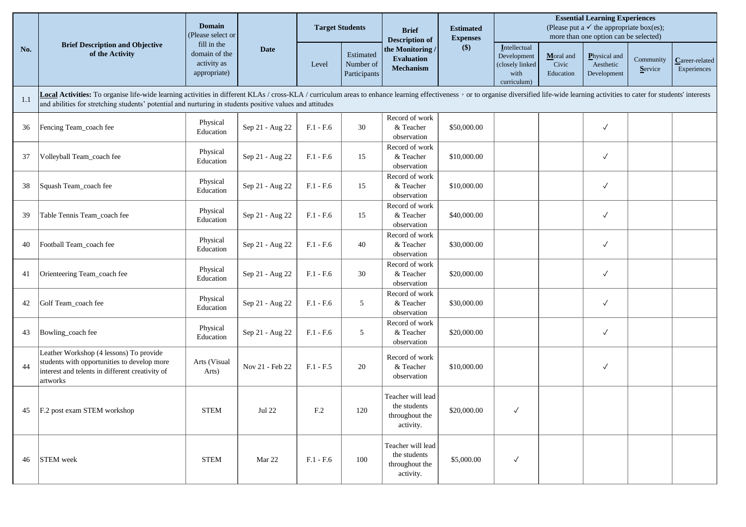| No. | Brief Description and Objective of the Activity | Domain (Please select or fill in the domain of the activity as appropriate) | Date | Target Students | | Brief Description of the Monitoring / Evaluation Mechanism | Estimated Expenses ($) | Essential Learning Experiences (Please put a ✓ the appropriate box(es); more than one option can be selected) | | | | |
|---|---|---|---|---|---|---|---|---|---|---|---|---|
| | | | | Level | Estimated Number of Participants | | | **I**ntellectual Development (closely linked with curriculum) | **M**oral and Civic Education | **P**hysical and Aesthetic Development | Community **S**ervice | **C**areer-related Experiences |
| 1.1 | **Local Activities:** To organise life-wide learning activities in different KLAs / cross-KLA / curriculum areas to enhance learning effectiveness，or to organise diversified life-wide learning activities to cater for students' interests and abilities for stretching students' potential and nurturing in students positive values and attitudes | | | | | | | | | | | |
| 36 | Fencing Team_coach fee | Physical Education | Sep 21 - Aug 22 | F.1 - F.6 | 30 | Record of work & Teacher observation | $50,000.00 | | | ✓ | | |
| 37 | Volleyball Team_coach fee | Physical Education | Sep 21 - Aug 22 | F.1 - F.6 | 15 | Record of work & Teacher observation | $10,000.00 | | | ✓ | | |
| 38 | Squash Team_coach fee | Physical Education | Sep 21 - Aug 22 | F.1 - F.6 | 15 | Record of work & Teacher observation | $10,000.00 | | | ✓ | | |
| 39 | Table Tennis Team_coach fee | Physical Education | Sep 21 - Aug 22 | F.1 - F.6 | 15 | Record of work & Teacher observation | $40,000.00 | | | ✓ | | |
| 40 | Football Team_coach fee | Physical Education | Sep 21 - Aug 22 | F.1 - F.6 | 40 | Record of work & Teacher observation | $30,000.00 | | | ✓ | | |
| 41 | Orienteering Team_coach fee | Physical Education | Sep 21 - Aug 22 | F.1 - F.6 | 30 | Record of work & Teacher observation | $20,000.00 | | | ✓ | | |
| 42 | Golf Team_coach fee | Physical Education | Sep 21 - Aug 22 | F.1 - F.6 | 5 | Record of work & Teacher observation | $30,000.00 | | | ✓ | | |
| 43 | Bowling_coach fee | Physical Education | Sep 21 - Aug 22 | F.1 - F.6 | 5 | Record of work & Teacher observation | $20,000.00 | | | ✓ | | |
| 44 | Leather Workshop (4 lessons) To provide students with opportunities to develop more interest and telents in different creativity of artworks | Arts (Visual Arts) | Nov 21 - Feb 22 | F.1 - F.5 | 20 | Record of work & Teacher observation | $10,000.00 | | | ✓ | | |
| 45 | F.2 post exam STEM workshop | STEM | Jul 22 | F.2 | 120 | Teacher will lead the students throughout the activity. | $20,000.00 | ✓ | | | | |
| 46 | STEM week | STEM | Mar 22 | F.1 - F.6 | 100 | Teacher will lead the students throughout the activity. | $5,000.00 | ✓ | | | | |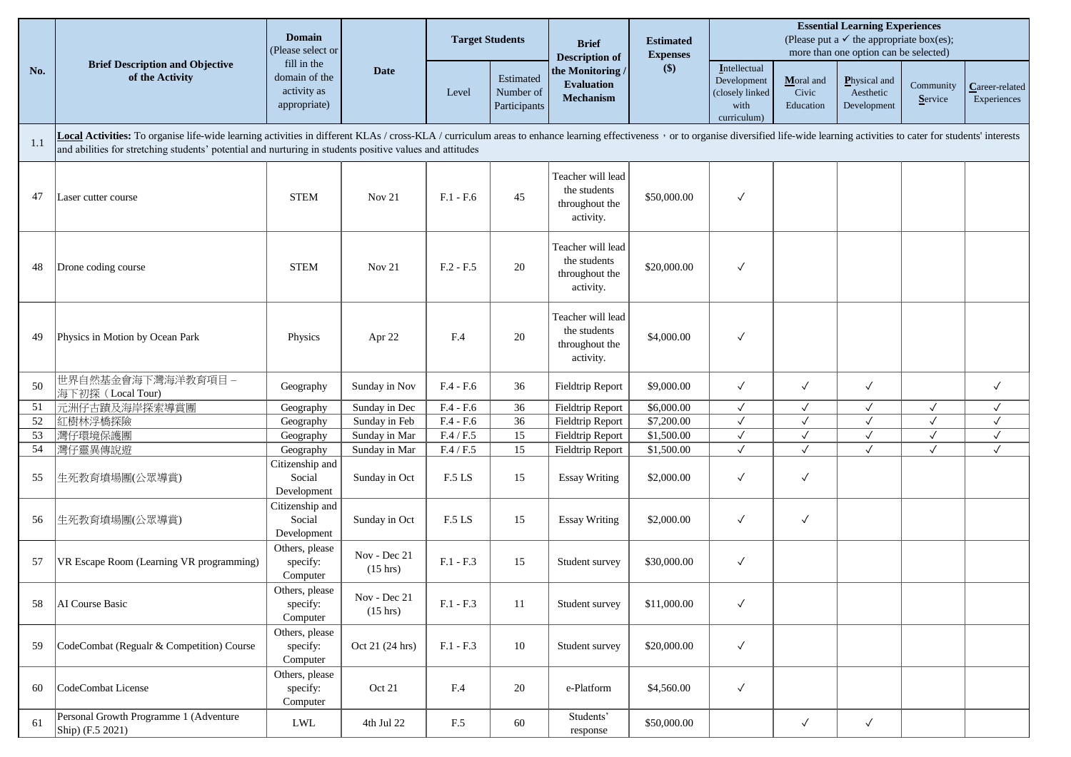| No. | Brief Description and Objective of the Activity | Domain (Please select or fill in the domain of the activity as appropriate) | Date | Target Students | | Brief Description of the Monitoring / Evaluation Mechanism | Estimated Expenses ($) | Essential Learning Experiences (Please put a ✓ the appropriate box(es); more than one option can be selected) | | | | |
|---|---|---|---|---|---|---|---|---|---|---|---|---|
| | | | | Level | Estimated Number of Participants | | | Intellectual Development (closely linked with curriculum) | Moral and Civic Education | Physical and Aesthetic Development | Community Service | Career-related Experiences |
| 1.1 | **Local Activities:** To organise life-wide learning activities in different KLAs / cross-KLA / curriculum areas to enhance learning effectiveness，or to organise diversified life-wide learning activities to cater for students' interests and abilities for stretching students' potential and nurturing in students positive values and attitudes | | | | | | | | | | | |
| 47 | Laser cutter course | STEM | Nov 21 | F.1 - F.6 | 45 | Teacher will lead the students throughout the activity. | $50,000.00 | ✓ | | | | |
| 48 | Drone coding course | STEM | Nov 21 | F.2 - F.5 | 20 | Teacher will lead the students throughout the activity. | $20,000.00 | ✓ | | | | |
| 49 | Physics in Motion by Ocean Park | Physics | Apr 22 | F.4 | 20 | Teacher will lead the students throughout the activity. | $4,000.00 | ✓ | | | | |
| 50 | 世界自然基金會海下灣海洋教育項目 – 海下初探（Local Tour) | Geography | Sunday in Nov | F.4 - F.6 | 36 | Fieldtrip Report | $9,000.00 | ✓ | ✓ | ✓ | | ✓ |
| 51 | 元洲仔古蹟及海岸探索導賞團 | Geography | Sunday in Dec | F.4 - F.6 | 36 | Fieldtrip Report | $6,000.00 | ✓ | ✓ | ✓ | ✓ | ✓ |
| 52 | 紅樹林浮橋探險 | Geography | Sunday in Feb | F.4 - F.6 | 36 | Fieldtrip Report | $7,200.00 | ✓ | ✓ | ✓ | ✓ | ✓ |
| 53 | 灣仔環境保護團 | Geography | Sunday in Mar | F.4 / F.5 | 15 | Fieldtrip Report | $1,500.00 | ✓ | ✓ | ✓ | ✓ | ✓ |
| 54 | 灣仔靈異傳說遊 | Geography | Sunday in Mar | F.4 / F.5 | 15 | Fieldtrip Report | $1,500.00 | ✓ | ✓ | ✓ | ✓ | ✓ |
| 55 | 生死教育墳場團(公眾導賞) | Citizenship and Social Development | Sunday in Oct | F.5 LS | 15 | Essay Writing | $2,000.00 | ✓ | ✓ | | | |
| 56 | 生死教育墳場團(公眾導賞) | Citizenship and Social Development | Sunday in Oct | F.5 LS | 15 | Essay Writing | $2,000.00 | ✓ | ✓ | | | |
| 57 | VR Escape Room (Learning VR programming) | Others, please specify: Computer | Nov - Dec 21 (15 hrs) | F.1 - F.3 | 15 | Student survey | $30,000.00 | ✓ | | | | |
| 58 | AI Course Basic | Others, please specify: Computer | Nov - Dec 21 (15 hrs) | F.1 - F.3 | 11 | Student survey | $11,000.00 | ✓ | | | | |
| 59 | CodeCombat (Regualr & Competition) Course | Others, please specify: Computer | Oct 21 (24 hrs) | F.1 - F.3 | 10 | Student survey | $20,000.00 | ✓ | | | | |
| 60 | CodeCombat License | Others, please specify: Computer | Oct 21 | F.4 | 20 | e-Platform | $4,560.00 | ✓ | | | | |
| 61 | Personal Growth Programme 1 (Adventure Ship) (F.5 2021) | LWL | 4th Jul 22 | F.5 | 60 | Students' response | $50,000.00 | | ✓ | ✓ | | |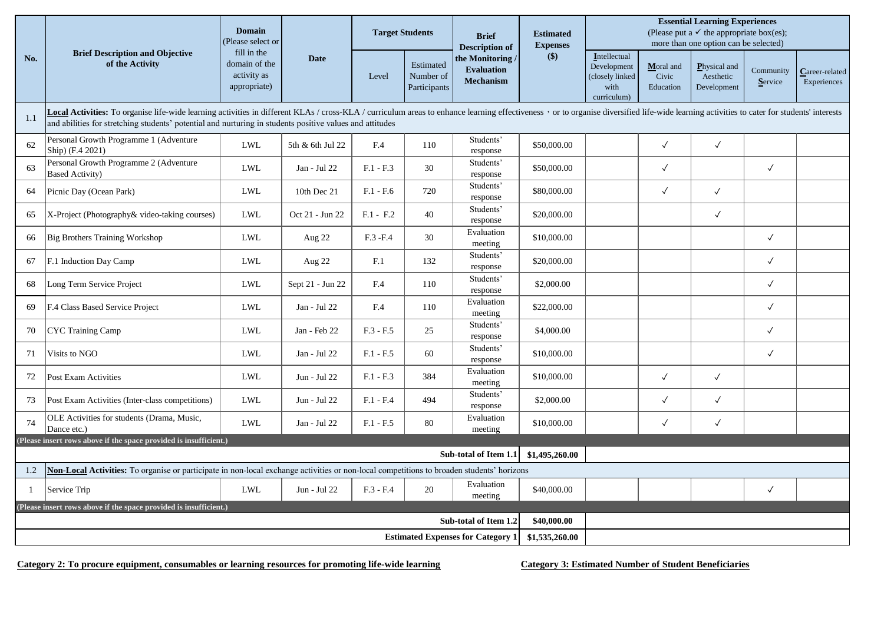| No. | Brief Description and Objective of the Activity | Domain (Please select or fill in the domain of the activity as appropriate) | Date | Target Students | | Brief Description of the Monitoring / Evaluation Mechanism | Estimated Expenses ($) | Essential Learning Experiences (Please put a ✓ the appropriate box(es); more than one option can be selected) | | | | |
|---|---|---|---|---|---|---|---|---|---|---|---|---|
| | | | | Level | Estimated Number of Participants | | | Intellectual Development (closely linked with curriculum) | Moral and Civic Education | Physical and Aesthetic Development | Community Service | Career-related Experiences |
| 1.1 | **Local Activities:** To organise life-wide learning activities in different KLAs / cross-KLA / curriculum areas to enhance learning effectiveness，or to organise diversified life-wide learning activities to cater for students' interests and abilities for stretching students' potential and nurturing in students positive values and attitudes | | | | | | | | | | | |
| 62 | Personal Growth Programme 1 (Adventure Ship) (F.4 2021) | LWL | 5th & 6th Jul 22 | F.4 | 110 | Students' response | $50,000.00 | | ✓ | ✓ | | |
| 63 | Personal Growth Programme 2 (Adventure Based Activity) | LWL | Jan - Jul 22 | F.1 - F.3 | 30 | Students' response | $50,000.00 | | ✓ | | ✓ | |
| 64 | Picnic Day (Ocean Park) | LWL | 10th Dec 21 | F.1 - F.6 | 720 | Students' response | $80,000.00 | | ✓ | ✓ | | |
| 65 | X-Project (Photography& video-taking courses) | LWL | Oct 21 - Jun 22 | F.1 - F.2 | 40 | Students' response | $20,000.00 | | | ✓ | | |
| 66 | Big Brothers Training Workshop | LWL | Aug 22 | F.3 -F.4 | 30 | Evaluation meeting | $10,000.00 | | | | ✓ | |
| 67 | F.1 Induction Day Camp | LWL | Aug 22 | F.1 | 132 | Students' response | $20,000.00 | | | | ✓ | |
| 68 | Long Term Service Project | LWL | Sept 21 - Jun 22 | F.4 | 110 | Students' response | $2,000.00 | | | | ✓ | |
| 69 | F.4 Class Based Service Project | LWL | Jan - Jul 22 | F.4 | 110 | Evaluation meeting | $22,000.00 | | | | ✓ | |
| 70 | CYC Training Camp | LWL | Jan - Feb 22 | F.3 - F.5 | 25 | Students' response | $4,000.00 | | | | ✓ | |
| 71 | Visits to NGO | LWL | Jan - Jul 22 | F.1 - F.5 | 60 | Students' response | $10,000.00 | | | | ✓ | |
| 72 | Post Exam Activities | LWL | Jun - Jul 22 | F.1 - F.3 | 384 | Evaluation meeting | $10,000.00 | | ✓ | ✓ | | |
| 73 | Post Exam Activities (Inter-class competitions) | LWL | Jun - Jul 22 | F.1 - F.4 | 494 | Students' response | $2,000.00 | | ✓ | ✓ | | |
| 74 | OLE Activities for students (Drama, Music, Dance etc.) | LWL | Jan - Jul 22 | F.1 - F.5 | 80 | Evaluation meeting | $10,000.00 | | ✓ | ✓ | | |
| **(Please insert rows above if the space provided is insufficient.)** | | | | | | | | | | | | |
| | | | | | | **Sub-total of Item 1.1** | **$1,495,260.00** | | | | | |
| 1.2 | **Non-Local Activities:** To organise or participate in non-local exchange activities or non-local competitions to broaden students' horizons | | | | | | | | | | | |
| 1 | Service Trip | LWL | Jun - Jul 22 | F.3 - F.4 | 20 | Evaluation meeting | $40,000.00 | | | | ✓ | |
| **(Please insert rows above if the space provided is insufficient.)** | | | | | | | | | | | | |
| | | | | | | **Sub-total of Item 1.2** | **$40,000.00** | | | | | |
| | | | | | | **Estimated Expenses for Category 1** | **$1,535,260.00** | | | | | |

**Category 2: To procure equipment, consumables or learning resources for promoting life-wide learning**

**Category 3: Estimated Number of Student Beneficiaries**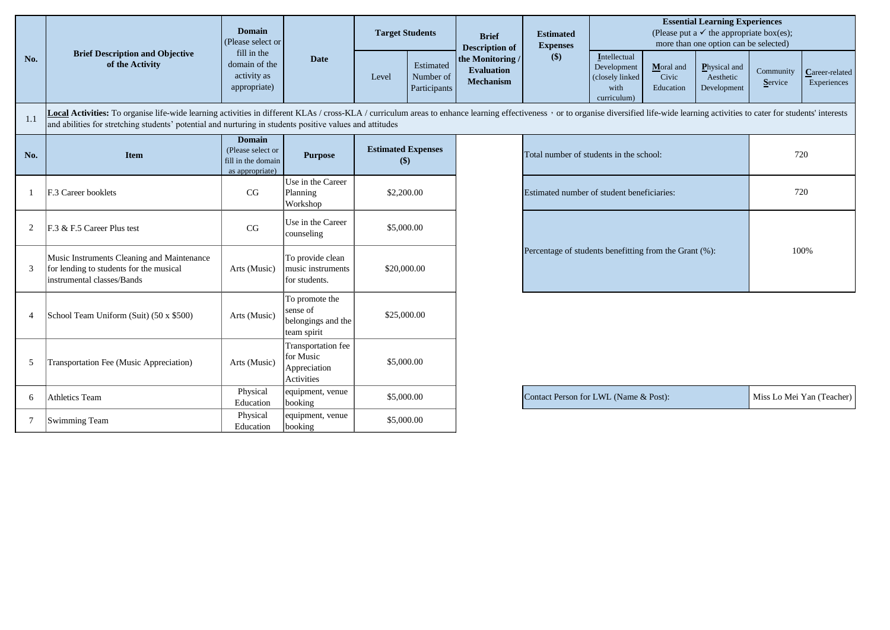| No. | Brief Description and Objective of the Activity | Domain (Please select or fill in the domain of the activity as appropriate) | Date | Target Students | | Brief Description of the Monitoring / Evaluation Mechanism | Estimated Expenses ($) | Essential Learning Experiences (Please put a ✓ the appropriate box(es); more than one option can be selected) | | | | |
|---|---|---|---|---|---|---|---|---|---|---|---|---|
| | | | | Level | Estimated Number of Participants | | | Intellectual Development (closely linked with curriculum) | Moral and Civic Education | Physical and Aesthetic Development | Community Service | Career-related Experiences |
| 1.1 | **Local Activities:** To organise life-wide learning activities in different KLAs / cross-KLA / curriculum areas to enhance learning effectiveness，or to organise diversified life-wide learning activities to cater for students' interests and abilities for stretching students' potential and nurturing in students positive values and attitudes | | | | | | | | | | | |

| No. | Item | Domain (Please select or fill in the domain as appropriate) | Purpose | Estimated Expenses ($) |
|---|---|---|---|---|
| 1 | F.3 Career booklets | CG | Use in the Career Planning Workshop | $2,200.00 |
| 2 | F.3 & F.5 Career Plus test | CG | Use in the Career counseling | $5,000.00 |
| 3 | Music Instruments Cleaning and Maintenance for lending to students for the musical instrumental classes/Bands | Arts (Music) | To provide clean music instruments for students. | $20,000.00 |
| 4 | School Team Uniform (Suit) (50 x $500) | Arts (Music) | To promote the sense of belongings and the team spirit | $25,000.00 |
| 5 | Transportation Fee (Music Appreciation) | Arts (Music) | Transportation fee for Music Appreciation Activities | $5,000.00 |
| 6 | Athletics Team | Physical Education | equipment, venue booking | $5,000.00 |
| 7 | Swimming Team | Physical Education | equipment, venue booking | $5,000.00 |

| | |
|---|---|
| Total number of students in the school: | 720 |
| Estimated number of student beneficiaries: | 720 |
| Percentage of students benefitting from the Grant (%): | 100% |

| | |
|---|---|
| Contact Person for LWL (Name & Post): | Miss Lo Mei Yan (Teacher) |